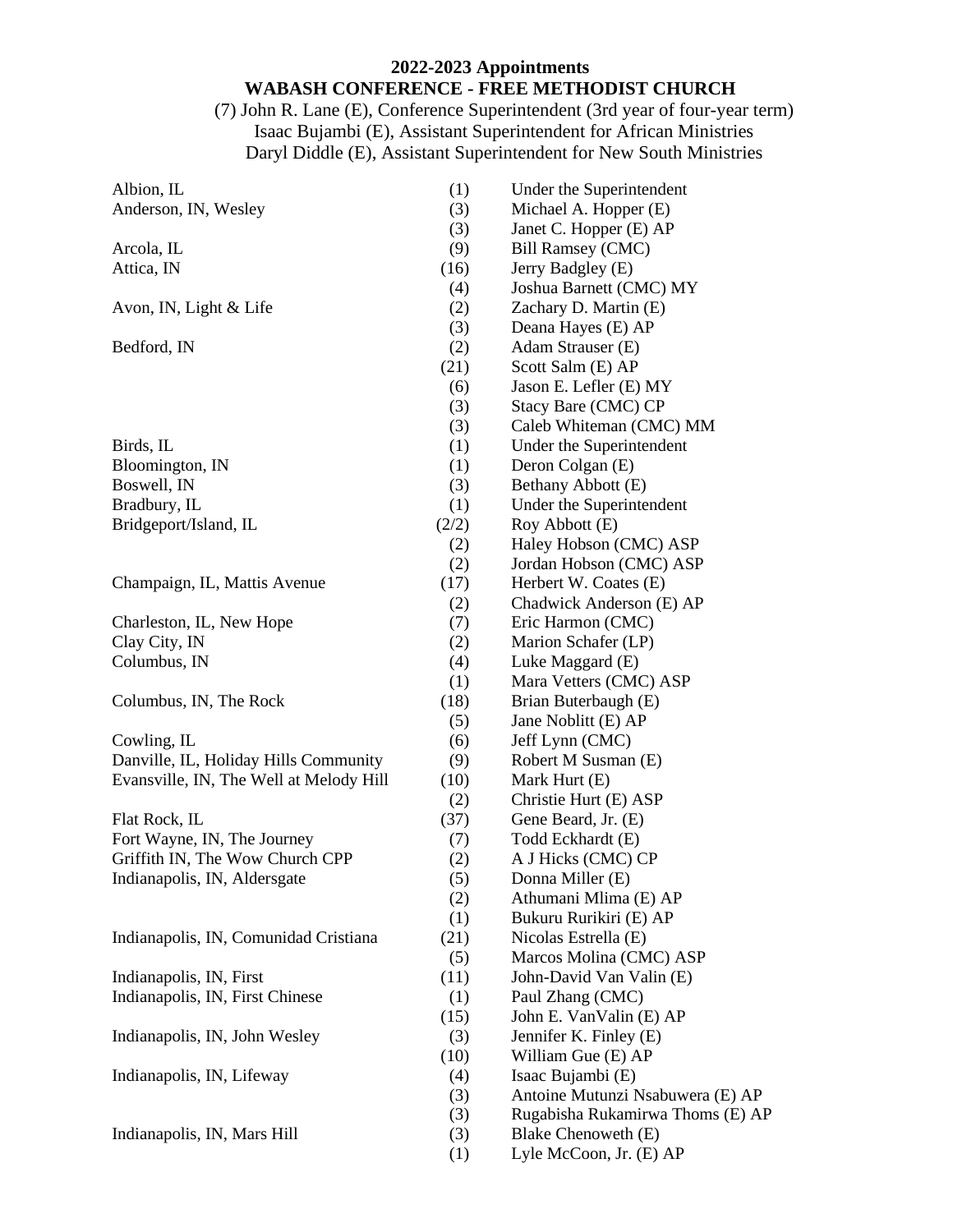# 2022-2023 Appointments
## WABASH CONFERENCE - FREE METHODIST CHURCH

(7) John R. Lane (E), Conference Superintendent (3rd year of four-year term)
Isaac Bujambi (E), Assistant Superintendent for African Ministries
Daryl Diddle (E), Assistant Superintendent for New South Ministries

| Church | Years | Appointment |
|---|---|---|
| Albion, IL | (1) | Under the Superintendent |
| Anderson, IN, Wesley | (3) | Michael A. Hopper (E) |
| | (3) | Janet C. Hopper (E) AP |
| Arcola, IL | (9) | Bill Ramsey (CMC) |
| Attica, IN | (16) | Jerry Badgley (E) |
| | (4) | Joshua Barnett (CMC) MY |
| Avon, IN, Light & Life | (2) | Zachary D. Martin (E) |
| | (3) | Deana Hayes (E) AP |
| Bedford, IN | (2) | Adam Strauser (E) |
| | (21) | Scott Salm (E) AP |
| | (6) | Jason E. Lefler (E) MY |
| | (3) | Stacy Bare (CMC) CP |
| | (3) | Caleb Whiteman (CMC) MM |
| Birds, IL | (1) | Under the Superintendent |
| Bloomington, IN | (1) | Deron Colgan (E) |
| Boswell, IN | (3) | Bethany Abbott (E) |
| Bradbury, IL | (1) | Under the Superintendent |
| Bridgeport/Island, IL | (2/2) | Roy Abbott (E) |
| | (2) | Haley Hobson (CMC) ASP |
| | (2) | Jordan Hobson (CMC) ASP |
| Champaign, IL, Mattis Avenue | (17) | Herbert W. Coates (E) |
| | (2) | Chadwick Anderson (E) AP |
| Charleston, IL, New Hope | (7) | Eric Harmon (CMC) |
| Clay City, IN | (2) | Marion Schafer (LP) |
| Columbus, IN | (4) | Luke Maggard (E) |
| | (1) | Mara Vetters (CMC) ASP |
| Columbus, IN, The Rock | (18) | Brian Buterbaugh (E) |
| | (5) | Jane Noblitt (E) AP |
| Cowling, IL | (6) | Jeff Lynn (CMC) |
| Danville, IL, Holiday Hills Community | (9) | Robert M Susman (E) |
| Evansville, IN, The Well at Melody Hill | (10) | Mark Hurt (E) |
| | (2) | Christie Hurt (E) ASP |
| Flat Rock, IL | (37) | Gene Beard, Jr. (E) |
| Fort Wayne, IN, The Journey | (7) | Todd Eckhardt (E) |
| Griffith IN, The Wow Church CPP | (2) | A J Hicks (CMC) CP |
| Indianapolis, IN, Aldersgate | (5) | Donna Miller (E) |
| | (2) | Athumani Mlima (E) AP |
| | (1) | Bukuru Rurikiri (E) AP |
| Indianapolis, IN, Comunidad Cristiana | (21) | Nicolas Estrella (E) |
| | (5) | Marcos Molina (CMC) ASP |
| Indianapolis, IN, First | (11) | John-David Van Valin (E) |
| Indianapolis, IN, First Chinese | (1) | Paul Zhang (CMC) |
| | (15) | John E. VanValin (E) AP |
| Indianapolis, IN, John Wesley | (3) | Jennifer K. Finley (E) |
| | (10) | William Gue (E) AP |
| Indianapolis, IN, Lifeway | (4) | Isaac Bujambi (E) |
| | (3) | Antoine Mutunzi Nsabuwera (E) AP |
| | (3) | Rugabisha Rukamirwa Thoms (E) AP |
| Indianapolis, IN, Mars Hill | (3) | Blake Chenoweth (E) |
| | (1) | Lyle McCoon, Jr. (E) AP |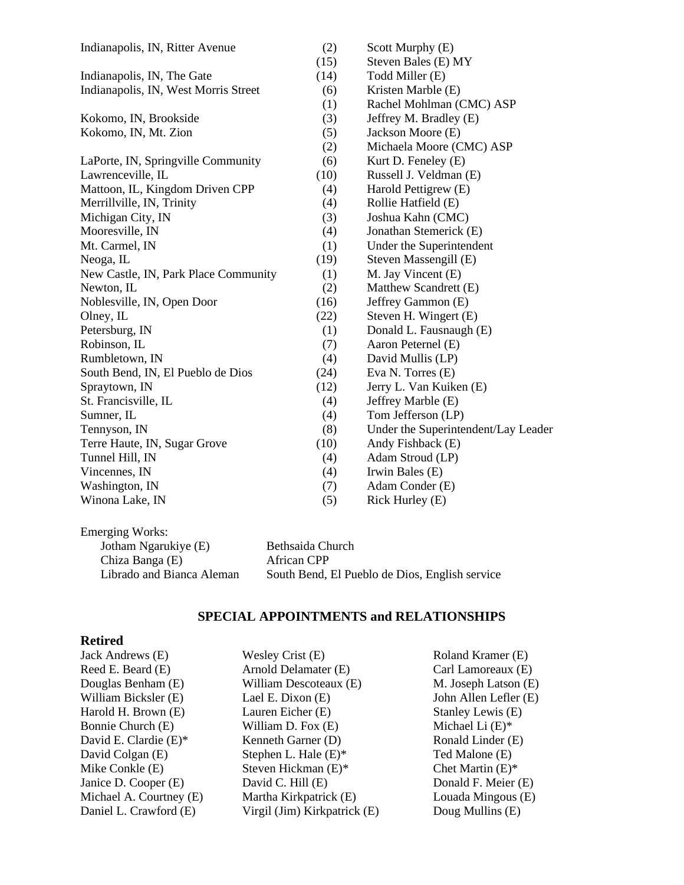| | | |
|---|---|---|
| Indianapolis, IN, Ritter Avenue | (2) | Scott Murphy (E) |
| | (15) | Steven Bales (E) MY |
| Indianapolis, IN, The Gate | (14) | Todd Miller (E) |
| Indianapolis, IN, West Morris Street | (6) | Kristen Marble (E) |
| | (1) | Rachel Mohlman (CMC) ASP |
| Kokomo, IN, Brookside | (3) | Jeffrey M. Bradley (E) |
| Kokomo, IN, Mt. Zion | (5) | Jackson Moore (E) |
| | (2) | Michaela Moore (CMC) ASP |
| LaPorte, IN, Springville Community | (6) | Kurt D. Feneley (E) |
| Lawrenceville, IL | (10) | Russell J. Veldman (E) |
| Mattoon, IL, Kingdom Driven CPP | (4) | Harold Pettigrew (E) |
| Merrillville, IN, Trinity | (4) | Rollie Hatfield (E) |
| Michigan City, IN | (3) | Joshua Kahn (CMC) |
| Mooresville, IN | (4) | Jonathan Stemerick (E) |
| Mt. Carmel, IN | (1) | Under the Superintendent |
| Neoga, IL | (19) | Steven Massengill (E) |
| New Castle, IN, Park Place Community | (1) | M. Jay Vincent (E) |
| Newton, IL | (2) | Matthew Scandrett (E) |
| Noblesville, IN, Open Door | (16) | Jeffrey Gammon (E) |
| Olney, IL | (22) | Steven H. Wingert (E) |
| Petersburg, IN | (1) | Donald L. Fausnaugh (E) |
| Robinson, IL | (7) | Aaron Peternel (E) |
| Rumbletown, IN | (4) | David Mullis (LP) |
| South Bend, IN, El Pueblo de Dios | (24) | Eva N. Torres (E) |
| Spraytown, IN | (12) | Jerry L. Van Kuiken (E) |
| St. Francisville, IL | (4) | Jeffrey Marble (E) |
| Sumner, IL | (4) | Tom Jefferson (LP) |
| Tennyson, IN | (8) | Under the Superintendent/Lay Leader |
| Terre Haute, IN, Sugar Grove | (10) | Andy Fishback (E) |
| Tunnel Hill, IN | (4) | Adam Stroud (LP) |
| Vincennes, IN | (4) | Irwin Bales (E) |
| Washington, IN | (7) | Adam Conder (E) |
| Winona Lake, IN | (5) | Rick Hurley (E) |

Emerging Works:

| | |
|---|---|
| Jotham Ngarukiye (E) | Bethsaida Church |
| Chiza Banga (E) | African CPP |
| Librado and Bianca Aleman | South Bend, El Pueblo de Dios, English service |

## SPECIAL APPOINTMENTS and RELATIONSHIPS

### Retired

| | | |
|---|---|---|
| Jack Andrews (E) | Wesley Crist (E) | Roland Kramer (E) |
| Reed E. Beard (E) | Arnold Delamater (E) | Carl Lamoreaux (E) |
| Douglas Benham (E) | William Descoteaux (E) | M. Joseph Latson (E) |
| William Bicksler (E) | Lael E. Dixon (E) | John Allen Lefler (E) |
| Harold H. Brown (E) | Lauren Eicher (E) | Stanley Lewis (E) |
| Bonnie Church (E) | William D. Fox (E) | Michael Li (E)* |
| David E. Clardie (E)* | Kenneth Garner (D) | Ronald Linder (E) |
| David Colgan (E) | Stephen L. Hale (E)* | Ted Malone (E) |
| Mike Conkle (E) | Steven Hickman (E)* | Chet Martin (E)* |
| Janice D. Cooper (E) | David C. Hill (E) | Donald F. Meier (E) |
| Michael A. Courtney (E) | Martha Kirkpatrick (E) | Louada Mingous (E) |
| Daniel L. Crawford (E) | Virgil (Jim) Kirkpatrick (E) | Doug Mullins (E) |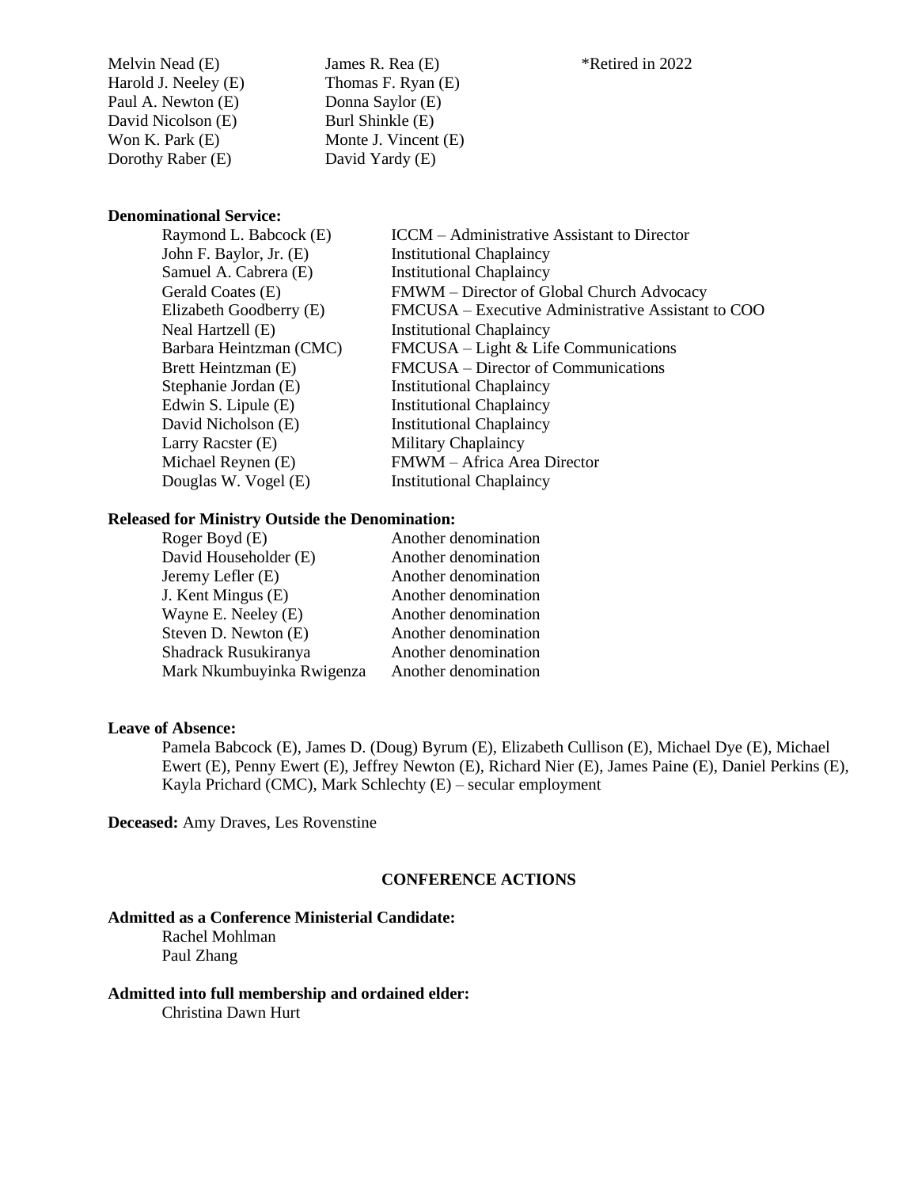| | | |
|---|---|---|
| Melvin Nead (E) | James R. Rea (E) | *Retired in 2022 |
| Harold J. Neeley (E) | Thomas F. Ryan (E) | |
| Paul A. Newton (E) | Donna Saylor (E) | |
| David Nicolson (E) | Burl Shinkle (E) | |
| Won K. Park (E) | Monte J. Vincent (E) | |
| Dorothy Raber (E) | David Yardy (E) | |

**Denominational Service:**

| | |
|---|---|
| Raymond L. Babcock (E) | ICCM – Administrative Assistant to Director |
| John F. Baylor, Jr. (E) | Institutional Chaplaincy |
| Samuel A. Cabrera (E) | Institutional Chaplaincy |
| Gerald Coates (E) | FMWM – Director of Global Church Advocacy |
| Elizabeth Goodberry (E) | FMCUSA – Executive Administrative Assistant to COO |
| Neal Hartzell (E) | Institutional Chaplaincy |
| Barbara Heintzman (CMC) | FMCUSA – Light & Life Communications |
| Brett Heintzman (E) | FMCUSA – Director of Communications |
| Stephanie Jordan (E) | Institutional Chaplaincy |
| Edwin S. Lipule (E) | Institutional Chaplaincy |
| David Nicholson (E) | Institutional Chaplaincy |
| Larry Racster (E) | Military Chaplaincy |
| Michael Reynen (E) | FMWM – Africa Area Director |
| Douglas W. Vogel (E) | Institutional Chaplaincy |

**Released for Ministry Outside the Denomination:**

| | |
|---|---|
| Roger Boyd (E) | Another denomination |
| David Householder (E) | Another denomination |
| Jeremy Lefler (E) | Another denomination |
| J. Kent Mingus (E) | Another denomination |
| Wayne E. Neeley (E) | Another denomination |
| Steven D. Newton (E) | Another denomination |
| Shadrack Rusukiranya | Another denomination |
| Mark Nkumbuyinka Rwigenza | Another denomination |

**Leave of Absence:**

Pamela Babcock (E), James D. (Doug) Byrum (E), Elizabeth Cullison (E), Michael Dye (E), Michael Ewert (E), Penny Ewert (E), Jeffrey Newton (E), Richard Nier (E), James Paine (E), Daniel Perkins (E), Kayla Prichard (CMC), Mark Schlechty (E) – secular employment

**Deceased:** Amy Draves, Les Rovenstine

## CONFERENCE ACTIONS

**Admitted as a Conference Ministerial Candidate:**

Rachel Mohlman
Paul Zhang

**Admitted into full membership and ordained elder:**

Christina Dawn Hurt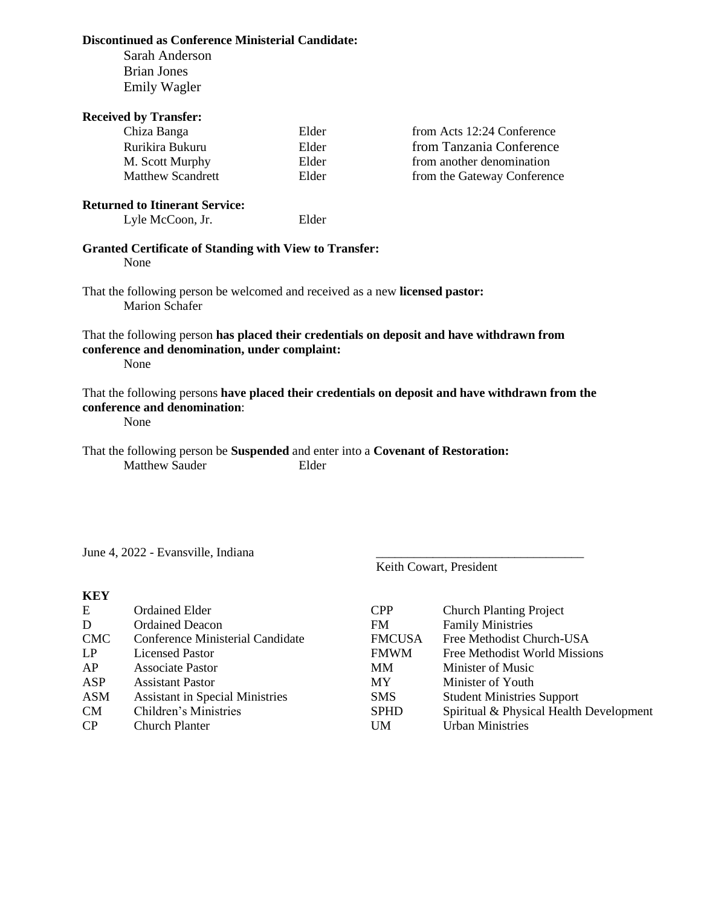**Discontinued as Conference Ministerial Candidate:**

Sarah Anderson
Brian Jones
Emily Wagler

**Received by Transfer:**

| | | |
|---|---|---|
| Chiza Banga | Elder | from Acts 12:24 Conference |
| Rurikira Bukuru | Elder | from Tanzania Conference |
| M. Scott Murphy | Elder | from another denomination |
| Matthew Scandrett | Elder | from the Gateway Conference |

**Returned to Itinerant Service:**

Lyle McCoon, Jr. Elder

**Granted Certificate of Standing with View to Transfer:**

None

That the following person be welcomed and received as a new **licensed pastor:**

Marion Schafer

That the following person **has placed their credentials on deposit and have withdrawn from conference and denomination, under complaint:**

None

That the following persons **have placed their credentials on deposit and have withdrawn from the conference and denomination**:

None

That the following person be **Suspended** and enter into a **Covenant of Restoration:**

Matthew Sauder Elder

June 4, 2022 - Evansville, Indiana

\_\_\_\_\_\_\_\_\_\_\_\_\_\_\_\_\_\_\_\_\_\_\_\_\_\_\_\_\_\_\_\_\_
Keith Cowart, President

**KEY**

| | | | |
|---|---|---|---|
| E | Ordained Elder | CPP | Church Planting Project |
| D | Ordained Deacon | FM | Family Ministries |
| CMC | Conference Ministerial Candidate | FMCUSA | Free Methodist Church-USA |
| LP | Licensed Pastor | FMWM | Free Methodist World Missions |
| AP | Associate Pastor | MM | Minister of Music |
| ASP | Assistant Pastor | MY | Minister of Youth |
| ASM | Assistant in Special Ministries | SMS | Student Ministries Support |
| CM | Children's Ministries | SPHD | Spiritual & Physical Health Development |
| CP | Church Planter | UM | Urban Ministries |